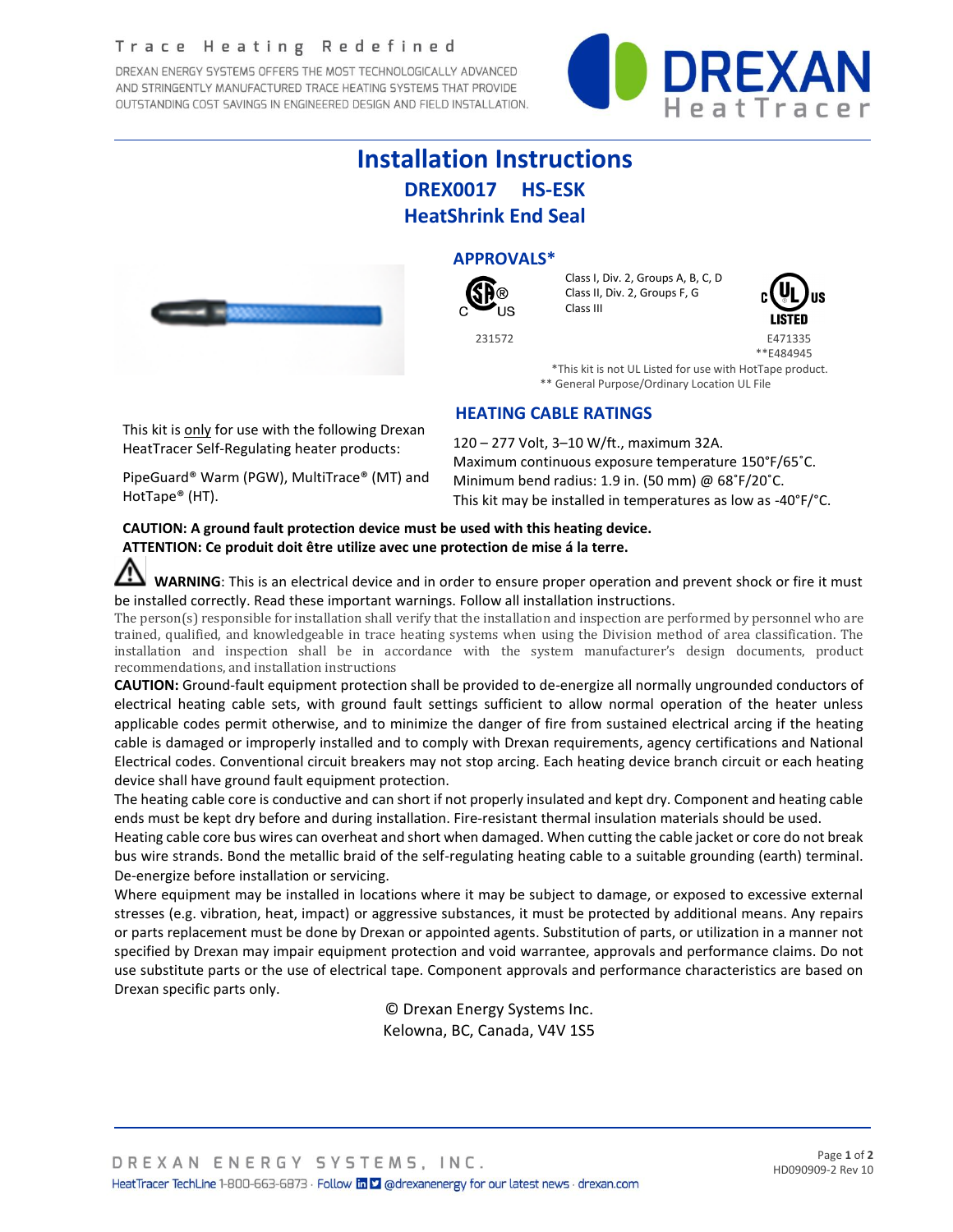Trace Heating Redefined

DREXAN ENERGY SYSTEMS OFFERS THE MOST TECHNOLOGICALLY ADVANCED AND STRINGENTLY MANUFACTURED TRACE HEATING SYSTEMS THAT PROVIDE OUTSTANDING COST SAVINGS IN ENGINEERED DESIGN AND FIELD INSTALLATION.

DREXAN HeatTracer

# Installation Instructions

## DREX0017 HS-ESK
## HeatShrink End Seal

### APPROVALS*

Class I, Div. 2, Groups A, B, C, D
Class II, Div. 2, Groups F, G
Class III

231572

E471335
**E484945

*This kit is not UL Listed for use with HotTape product.
** General Purpose/Ordinary Location UL File

This kit is only for use with the following Drexan HeatTracer Self-Regulating heater products:

PipeGuard® Warm (PGW), MultiTrace® (MT) and HotTape® (HT).

### HEATING CABLE RATINGS

120 – 277 Volt, 3–10 W/ft., maximum 32A.
Maximum continuous exposure temperature 150°F/65˚C.
Minimum bend radius: 1.9 in. (50 mm) @ 68˚F/20˚C.
This kit may be installed in temperatures as low as -40°F/°C.

**CAUTION: A ground fault protection device must be used with this heating device.**
**ATTENTION: Ce produit doit être utilize avec une protection de mise á la terre.**

**WARNING**: This is an electrical device and in order to ensure proper operation and prevent shock or fire it must be installed correctly. Read these important warnings. Follow all installation instructions.

The person(s) responsible for installation shall verify that the installation and inspection are performed by personnel who are trained, qualified, and knowledgeable in trace heating systems when using the Division method of area classification. The installation and inspection shall be in accordance with the system manufacturer's design documents, product recommendations, and installation instructions

**CAUTION:** Ground-fault equipment protection shall be provided to de-energize all normally ungrounded conductors of electrical heating cable sets, with ground fault settings sufficient to allow normal operation of the heater unless applicable codes permit otherwise, and to minimize the danger of fire from sustained electrical arcing if the heating cable is damaged or improperly installed and to comply with Drexan requirements, agency certifications and National Electrical codes. Conventional circuit breakers may not stop arcing. Each heating device branch circuit or each heating device shall have ground fault equipment protection.

The heating cable core is conductive and can short if not properly insulated and kept dry. Component and heating cable ends must be kept dry before and during installation. Fire-resistant thermal insulation materials should be used.

Heating cable core bus wires can overheat and short when damaged. When cutting the cable jacket or core do not break bus wire strands. Bond the metallic braid of the self-regulating heating cable to a suitable grounding (earth) terminal. De-energize before installation or servicing.

Where equipment may be installed in locations where it may be subject to damage, or exposed to excessive external stresses (e.g. vibration, heat, impact) or aggressive substances, it must be protected by additional means. Any repairs or parts replacement must be done by Drexan or appointed agents. Substitution of parts, or utilization in a manner not specified by Drexan may impair equipment protection and void warrantee, approvals and performance claims. Do not use substitute parts or the use of electrical tape. Component approvals and performance characteristics are based on Drexan specific parts only.

© Drexan Energy Systems Inc.
Kelowna, BC, Canada, V4V 1S5

DREXAN ENERGY SYSTEMS, INC.
HeatTracer TechLine 1-800-663-6873 · Follow @drexanenergy for our latest news · drexan.com

HD090909-2 Rev 10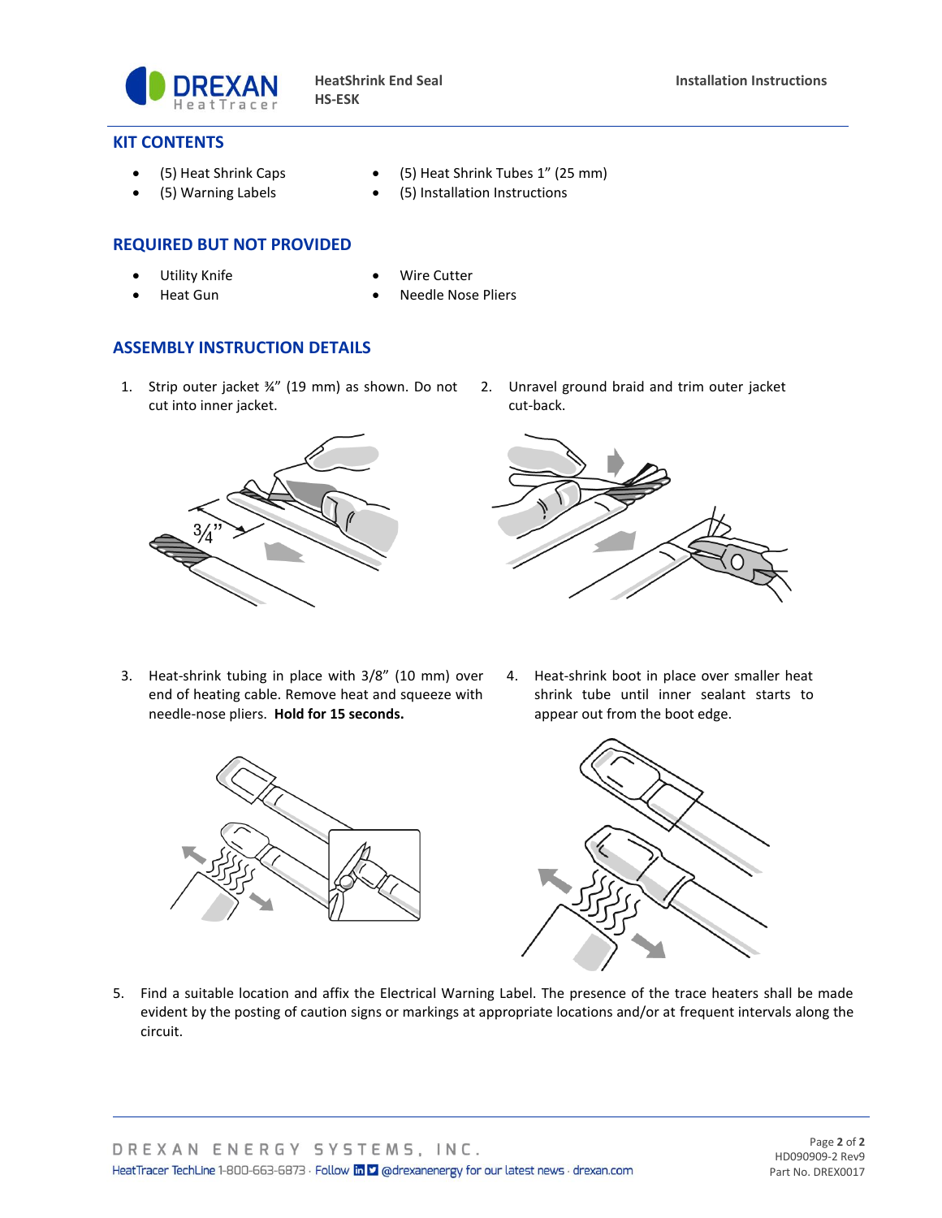**HeatShrink End Seal**
**HS-ESK**

**Installation Instructions**

## KIT CONTENTS

- (5) Heat Shrink Caps
- (5) Warning Labels
- (5) Heat Shrink Tubes 1" (25 mm)
- (5) Installation Instructions

## REQUIRED BUT NOT PROVIDED

- Utility Knife
- Heat Gun
- Wire Cutter
- Needle Nose Pliers

## ASSEMBLY INSTRUCTION DETAILS

1. Strip outer jacket ¾" (19 mm) as shown. Do not cut into inner jacket.

3/4"

2. Unravel ground braid and trim outer jacket cut-back.

3. Heat-shrink tubing in place with 3/8" (10 mm) over end of heating cable. Remove heat and squeeze with needle-nose pliers. **Hold for 15 seconds.**

4. Heat-shrink boot in place over smaller heat shrink tube until inner sealant starts to appear out from the boot edge.

5. Find a suitable location and affix the Electrical Warning Label. The presence of the trace heaters shall be made evident by the posting of caution signs or markings at appropriate locations and/or at frequent intervals along the circuit.

DREXAN ENERGY SYSTEMS, INC.
HeatTracer TechLine 1-800-663-6873 · Follow @drexanenergy for our latest news · drexan.com

HD090909-2 Rev9
Part No. DREX0017